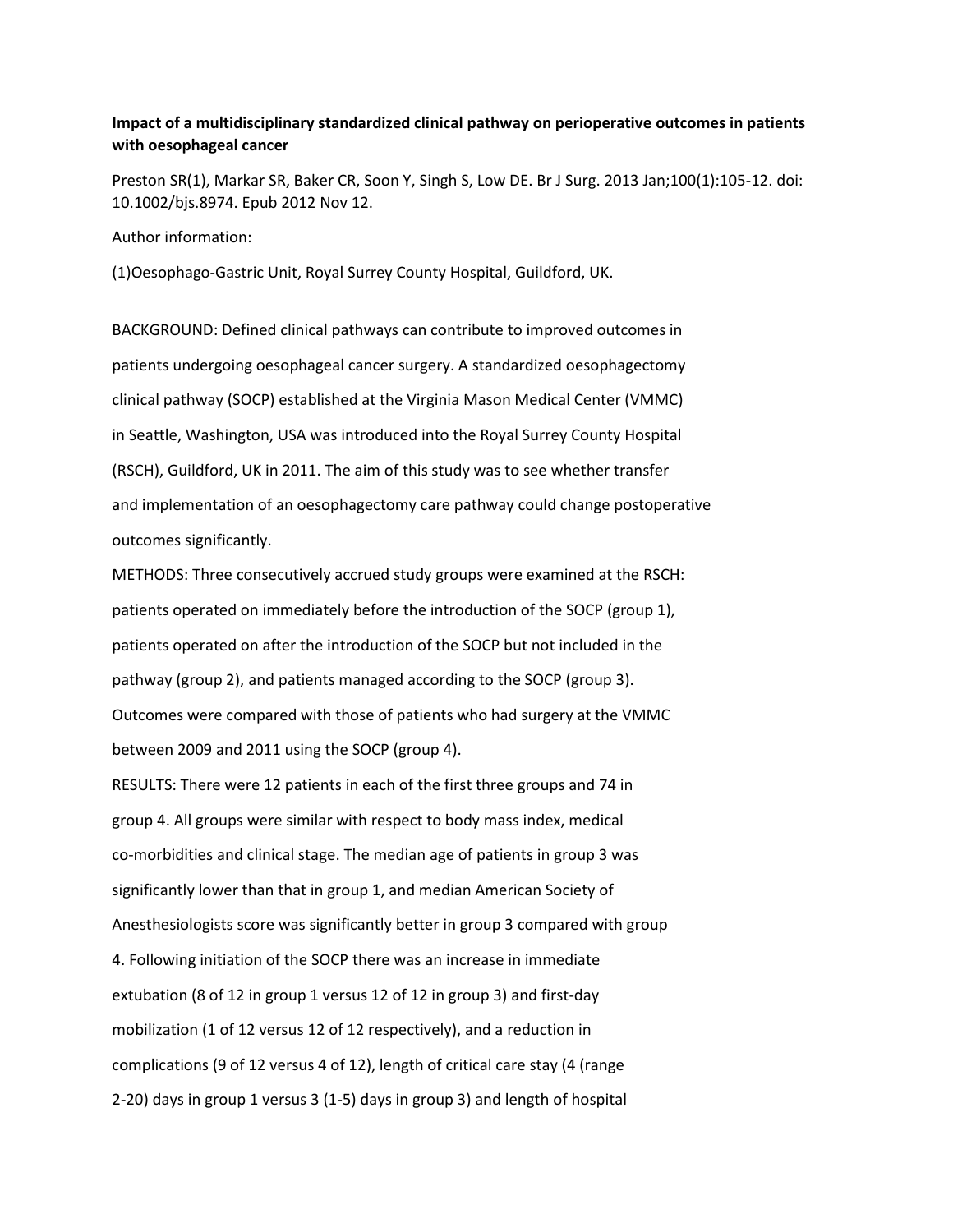**Impact of a multidisciplinary standardized clinical pathway on perioperative outcomes in patients with oesophageal cancer**

Preston SR(1), Markar SR, Baker CR, Soon Y, Singh S, Low DE. Br J Surg. 2013 Jan;100(1):105-12. doi: 10.1002/bjs.8974. Epub 2012 Nov 12.

Author information:

(1)Oesophago-Gastric Unit, Royal Surrey County Hospital, Guildford, UK.

BACKGROUND: Defined clinical pathways can contribute to improved outcomes in patients undergoing oesophageal cancer surgery. A standardized oesophagectomy clinical pathway (SOCP) established at the Virginia Mason Medical Center (VMMC) in Seattle, Washington, USA was introduced into the Royal Surrey County Hospital (RSCH), Guildford, UK in 2011. The aim of this study was to see whether transfer and implementation of an oesophagectomy care pathway could change postoperative outcomes significantly.

METHODS: Three consecutively accrued study groups were examined at the RSCH: patients operated on immediately before the introduction of the SOCP (group 1), patients operated on after the introduction of the SOCP but not included in the pathway (group 2), and patients managed according to the SOCP (group 3). Outcomes were compared with those of patients who had surgery at the VMMC between 2009 and 2011 using the SOCP (group 4).

RESULTS: There were 12 patients in each of the first three groups and 74 in group 4. All groups were similar with respect to body mass index, medical co-morbidities and clinical stage. The median age of patients in group 3 was significantly lower than that in group 1, and median American Society of Anesthesiologists score was significantly better in group 3 compared with group 4. Following initiation of the SOCP there was an increase in immediate extubation (8 of 12 in group 1 versus 12 of 12 in group 3) and first-day mobilization (1 of 12 versus 12 of 12 respectively), and a reduction in complications (9 of 12 versus 4 of 12), length of critical care stay (4 (range 2-20) days in group 1 versus 3 (1-5) days in group 3) and length of hospital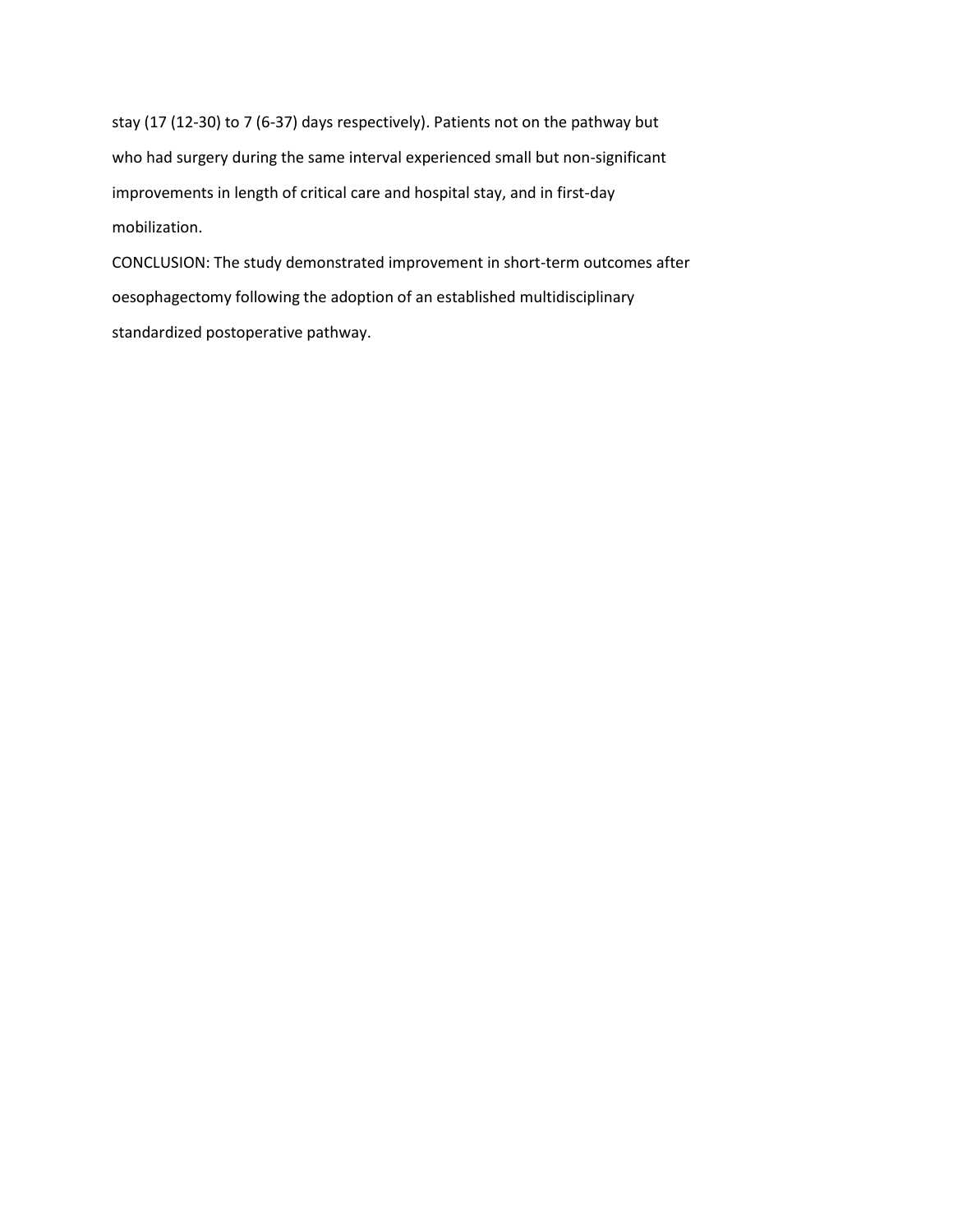stay (17 (12-30) to 7 (6-37) days respectively). Patients not on the pathway but who had surgery during the same interval experienced small but non-significant improvements in length of critical care and hospital stay, and in first-day mobilization.

CONCLUSION: The study demonstrated improvement in short-term outcomes after oesophagectomy following the adoption of an established multidisciplinary standardized postoperative pathway.